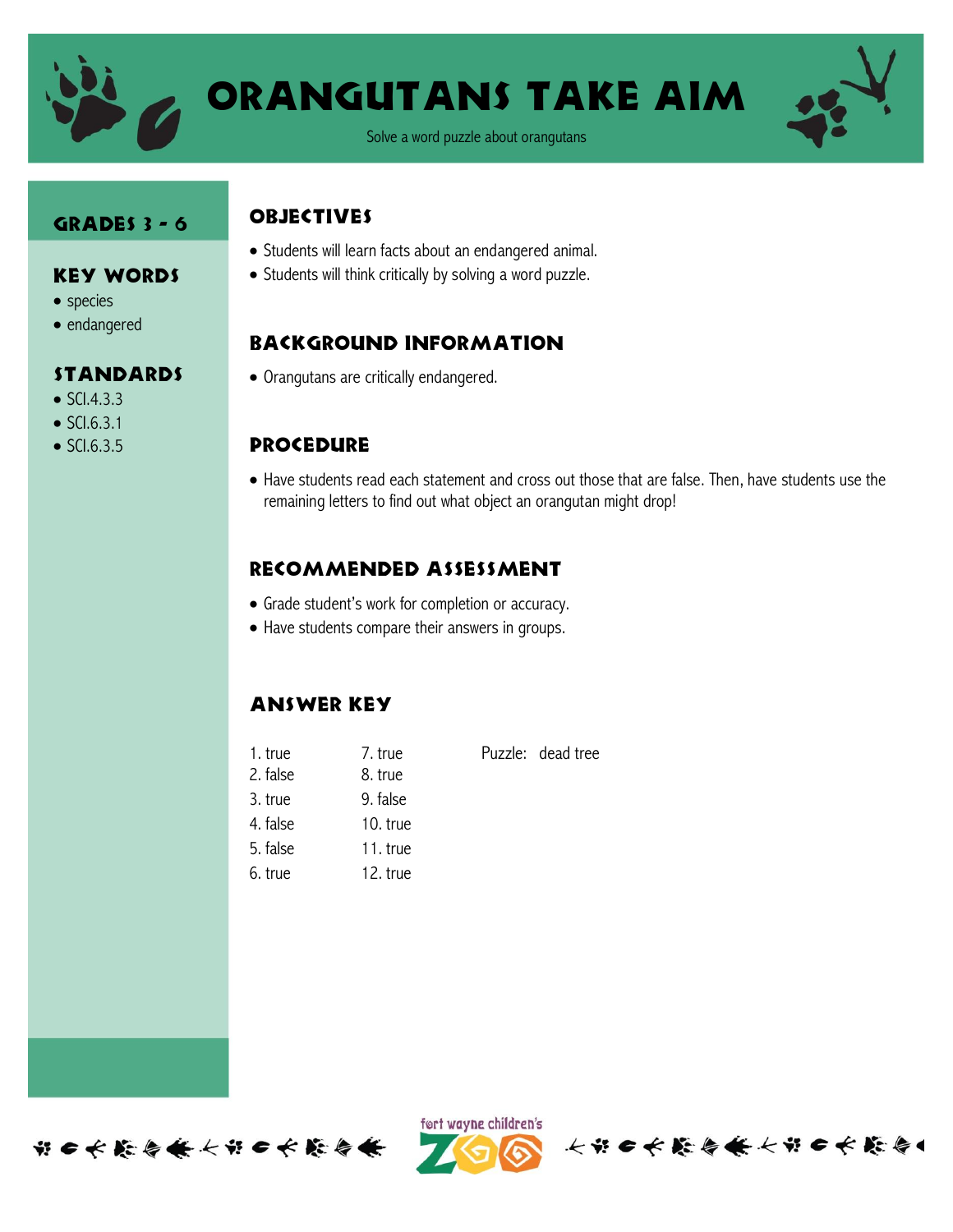# Orangutans Take Aim

Solve a word puzzle about orangutans

## Grades 3 - 6

## Key Words

- species
- endangered

## Standards

- SCI.4.3.3
- SCI.6.3.1
- SCI.6.3.5

## Objectives

- Students will learn facts about an endangered animal.
- Students will think critically by solving a word puzzle.

## Background Information

- Orangutans are critically endangered.

## Procedure

- Have students read each statement and cross out those that are false. Then, have students use the remaining letters to find out what object an orangutan might drop!

## Recommended Assessment

- Grade student's work for completion or accuracy.
- Have students compare their answers in groups.

## Answer Key

1. true
2. false
3. true
4. false
5. false
6. true
7. true
8. true
9. false
10. true
11. true
12. true

Puzzle: dead tree

fort wayne children's ZOO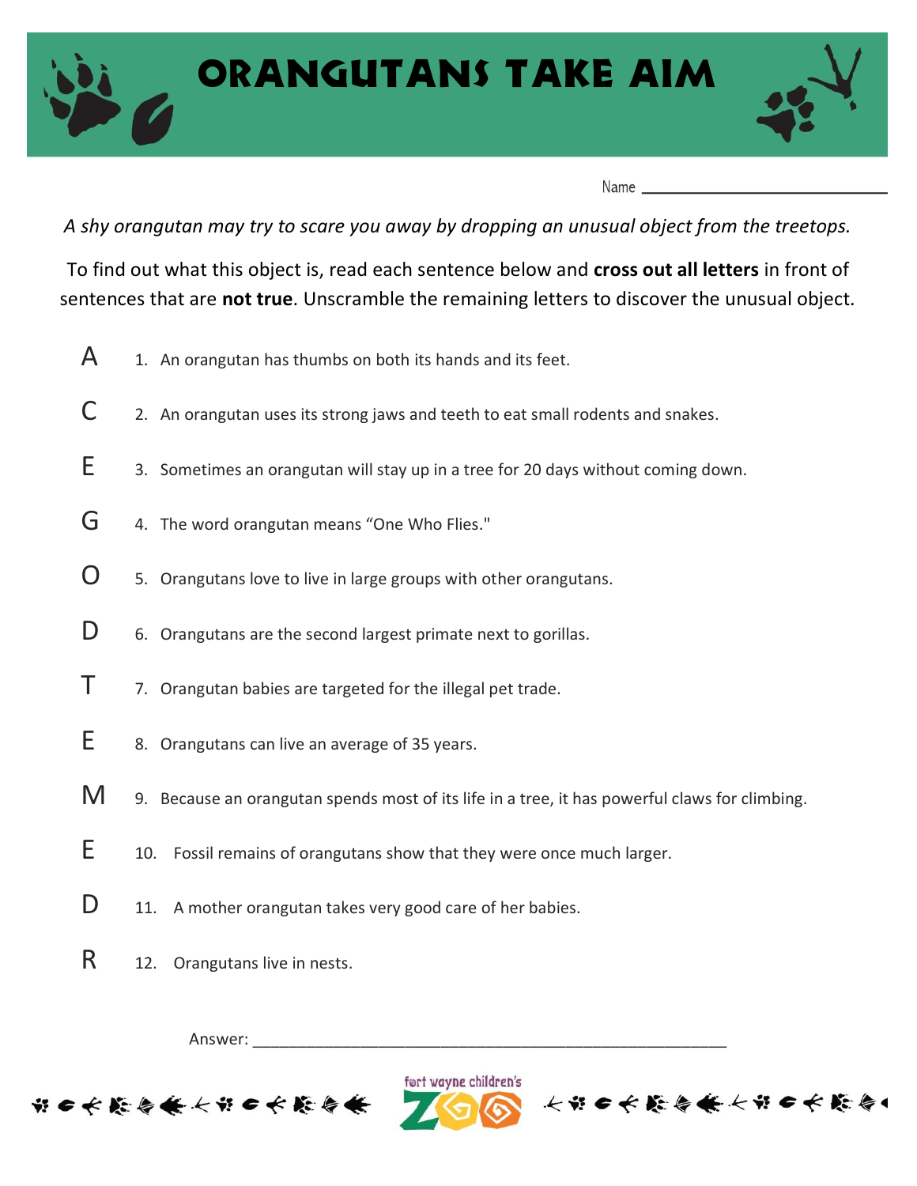# ORANGUTANS TAKE AIM

Name ______________________________

*A shy orangutan may try to scare you away by dropping an unusual object from the treetops.*

To find out what this object is, read each sentence below and **cross out all letters** in front of sentences that are **not true**. Unscramble the remaining letters to discover the unusual object.

A 1. An orangutan has thumbs on both its hands and its feet.

C 2. An orangutan uses its strong jaws and teeth to eat small rodents and snakes.

E 3. Sometimes an orangutan will stay up in a tree for 20 days without coming down.

G 4. The word orangutan means "One Who Flies."

O 5. Orangutans love to live in large groups with other orangutans.

D 6. Orangutans are the second largest primate next to gorillas.

T 7. Orangutan babies are targeted for the illegal pet trade.

E 8. Orangutans can live an average of 35 years.

M 9. Because an orangutan spends most of its life in a tree, it has powerful claws for climbing.

E 10. Fossil remains of orangutans show that they were once much larger.

D 11. A mother orangutan takes very good care of her babies.

R 12. Orangutans live in nests.

Answer: ________________________________________________________

fort wayne children's ZOO